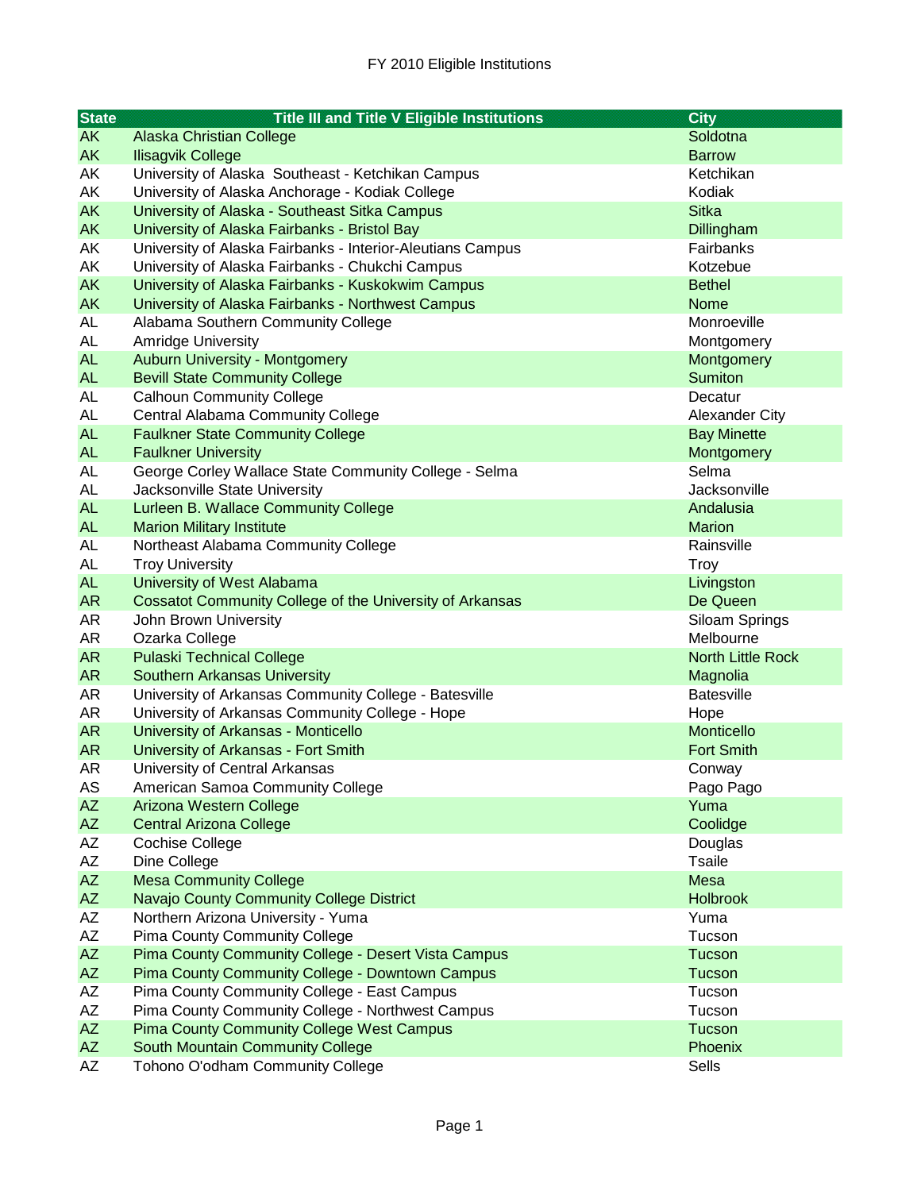# FY 2010 Eligible Institutions

| State | Title III and Title V Eligible Institutions | City |
|---|---|---|
| AK | Alaska Christian College | Soldotna |
| AK | Ilisagvik College | Barrow |
| AK | University of Alaska  Southeast - Ketchikan Campus | Ketchikan |
| AK | University of Alaska Anchorage - Kodiak College | Kodiak |
| AK | University of Alaska - Southeast Sitka Campus | Sitka |
| AK | University of Alaska Fairbanks - Bristol Bay | Dillingham |
| AK | University of Alaska Fairbanks - Interior-Aleutians Campus | Fairbanks |
| AK | University of Alaska Fairbanks - Chukchi Campus | Kotzebue |
| AK | University of Alaska Fairbanks - Kuskokwim Campus | Bethel |
| AK | University of Alaska Fairbanks - Northwest Campus | Nome |
| AL | Alabama Southern Community College | Monroeville |
| AL | Amridge University | Montgomery |
| AL | Auburn University - Montgomery | Montgomery |
| AL | Bevill State Community College | Sumiton |
| AL | Calhoun Community College | Decatur |
| AL | Central Alabama Community College | Alexander City |
| AL | Faulkner State Community College | Bay Minette |
| AL | Faulkner University | Montgomery |
| AL | George Corley Wallace State Community College - Selma | Selma |
| AL | Jacksonville State University | Jacksonville |
| AL | Lurleen B. Wallace Community College | Andalusia |
| AL | Marion Military Institute | Marion |
| AL | Northeast Alabama Community College | Rainsville |
| AL | Troy University | Troy |
| AL | University of West Alabama | Livingston |
| AR | Cossatot Community College of the University of Arkansas | De Queen |
| AR | John Brown University | Siloam Springs |
| AR | Ozarka College | Melbourne |
| AR | Pulaski Technical College | North Little Rock |
| AR | Southern Arkansas University | Magnolia |
| AR | University of Arkansas Community College - Batesville | Batesville |
| AR | University of Arkansas Community College - Hope | Hope |
| AR | University of Arkansas - Monticello | Monticello |
| AR | University of Arkansas - Fort Smith | Fort Smith |
| AR | University of Central Arkansas | Conway |
| AS | American Samoa Community College | Pago Pago |
| AZ | Arizona Western College | Yuma |
| AZ | Central Arizona College | Coolidge |
| AZ | Cochise College | Douglas |
| AZ | Dine College | Tsaile |
| AZ | Mesa Community College | Mesa |
| AZ | Navajo County Community College District | Holbrook |
| AZ | Northern Arizona University - Yuma | Yuma |
| AZ | Pima County Community College | Tucson |
| AZ | Pima County Community College - Desert Vista Campus | Tucson |
| AZ | Pima County Community College - Downtown Campus | Tucson |
| AZ | Pima County Community College - East Campus | Tucson |
| AZ | Pima County Community College - Northwest Campus | Tucson |
| AZ | Pima County Community College West Campus | Tucson |
| AZ | South Mountain Community College | Phoenix |
| AZ | Tohono O'odham Community College | Sells |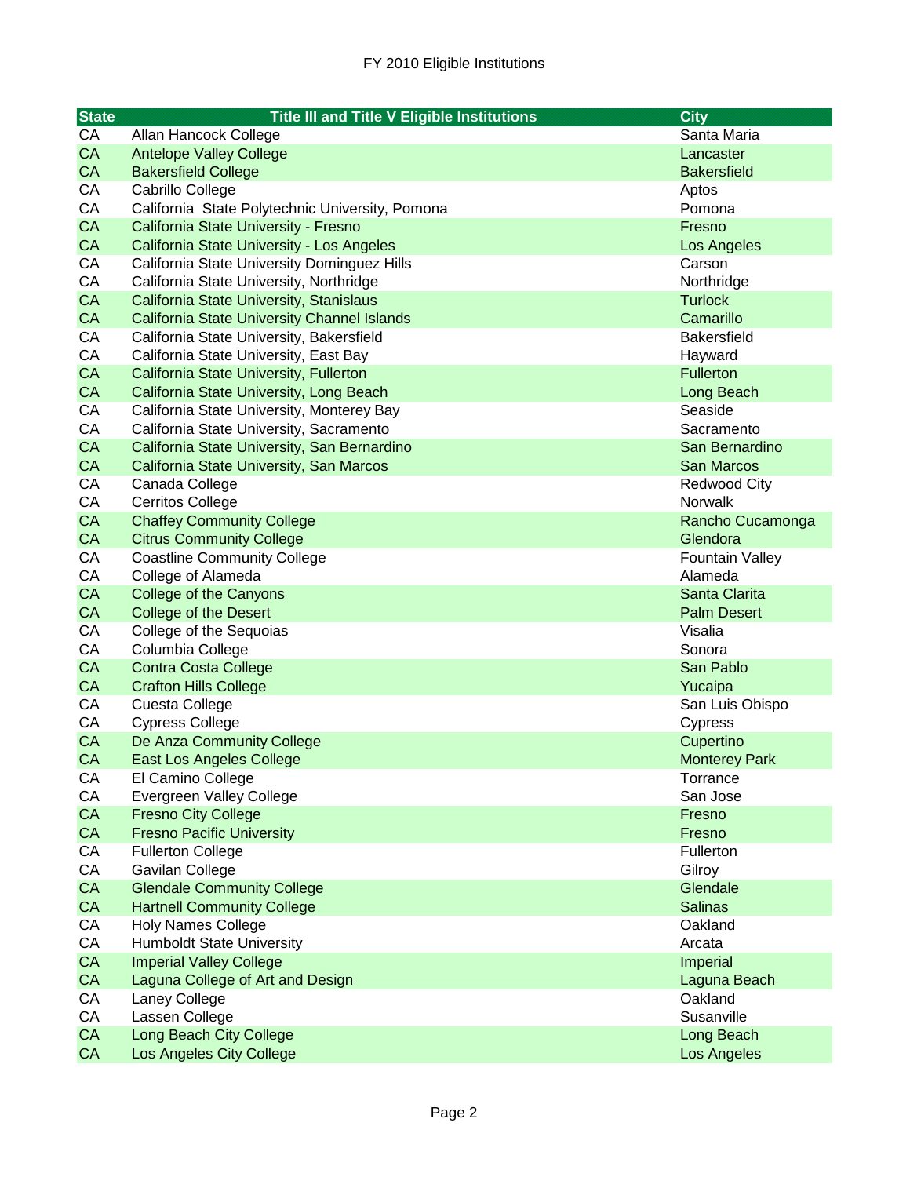# FY 2010 Eligible Institutions

| State | Title III and Title V Eligible Institutions | City |
|---|---|---|
| CA | Allan Hancock College | Santa Maria |
| CA | Antelope Valley College | Lancaster |
| CA | Bakersfield College | Bakersfield |
| CA | Cabrillo College | Aptos |
| CA | California  State Polytechnic University, Pomona | Pomona |
| CA | California State University - Fresno | Fresno |
| CA | California State University - Los Angeles | Los Angeles |
| CA | California State University Dominguez Hills | Carson |
| CA | California State University, Northridge | Northridge |
| CA | California State University, Stanislaus | Turlock |
| CA | California State University Channel Islands | Camarillo |
| CA | California State University, Bakersfield | Bakersfield |
| CA | California State University, East Bay | Hayward |
| CA | California State University, Fullerton | Fullerton |
| CA | California State University, Long Beach | Long Beach |
| CA | California State University, Monterey Bay | Seaside |
| CA | California State University, Sacramento | Sacramento |
| CA | California State University, San Bernardino | San Bernardino |
| CA | California State University, San Marcos | San Marcos |
| CA | Canada College | Redwood City |
| CA | Cerritos College | Norwalk |
| CA | Chaffey Community College | Rancho Cucamonga |
| CA | Citrus Community College | Glendora |
| CA | Coastline Community College | Fountain Valley |
| CA | College of Alameda | Alameda |
| CA | College of the Canyons | Santa Clarita |
| CA | College of the Desert | Palm Desert |
| CA | College of the Sequoias | Visalia |
| CA | Columbia College | Sonora |
| CA | Contra Costa College | San Pablo |
| CA | Crafton Hills College | Yucaipa |
| CA | Cuesta College | San Luis Obispo |
| CA | Cypress College | Cypress |
| CA | De Anza Community College | Cupertino |
| CA | East Los Angeles College | Monterey Park |
| CA | El Camino College | Torrance |
| CA | Evergreen Valley College | San Jose |
| CA | Fresno City College | Fresno |
| CA | Fresno Pacific University | Fresno |
| CA | Fullerton College | Fullerton |
| CA | Gavilan College | Gilroy |
| CA | Glendale Community College | Glendale |
| CA | Hartnell Community College | Salinas |
| CA | Holy Names College | Oakland |
| CA | Humboldt State University | Arcata |
| CA | Imperial Valley College | Imperial |
| CA | Laguna College of Art and Design | Laguna Beach |
| CA | Laney College | Oakland |
| CA | Lassen College | Susanville |
| CA | Long Beach City College | Long Beach |
| CA | Los Angeles City College | Los Angeles |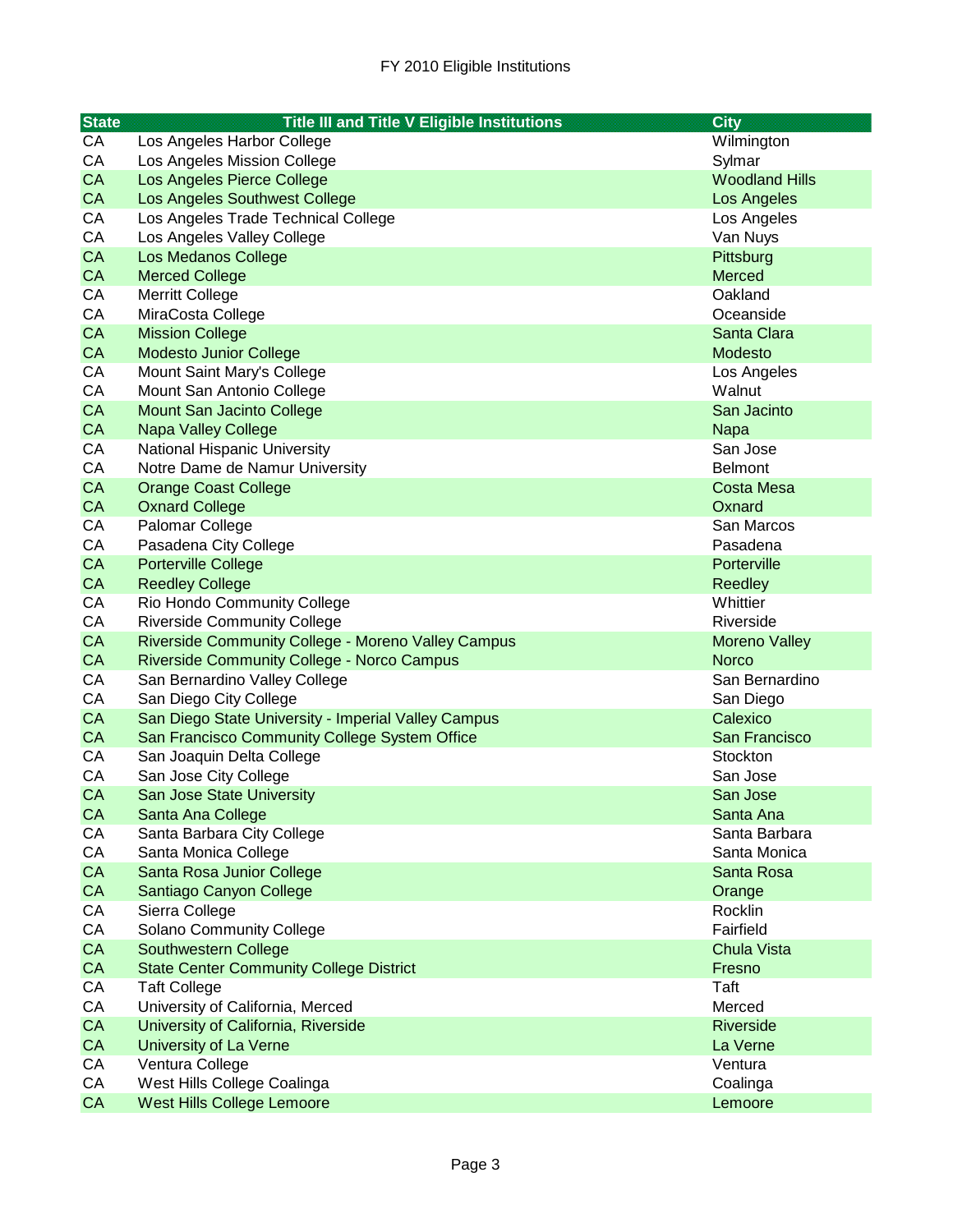FY 2010 Eligible Institutions

| State | Title III and Title V Eligible Institutions | City |
|---|---|---|
| CA | Los Angeles Harbor College | Wilmington |
| CA | Los Angeles Mission College | Sylmar |
| CA | Los Angeles Pierce College | Woodland Hills |
| CA | Los Angeles Southwest College | Los Angeles |
| CA | Los Angeles Trade Technical College | Los Angeles |
| CA | Los Angeles Valley College | Van Nuys |
| CA | Los Medanos College | Pittsburg |
| CA | Merced College | Merced |
| CA | Merritt College | Oakland |
| CA | MiraCosta College | Oceanside |
| CA | Mission College | Santa Clara |
| CA | Modesto Junior College | Modesto |
| CA | Mount Saint Mary's College | Los Angeles |
| CA | Mount San Antonio College | Walnut |
| CA | Mount San Jacinto College | San Jacinto |
| CA | Napa Valley College | Napa |
| CA | National Hispanic University | San Jose |
| CA | Notre Dame de Namur University | Belmont |
| CA | Orange Coast College | Costa Mesa |
| CA | Oxnard College | Oxnard |
| CA | Palomar College | San Marcos |
| CA | Pasadena City College | Pasadena |
| CA | Porterville College | Porterville |
| CA | Reedley College | Reedley |
| CA | Rio Hondo Community College | Whittier |
| CA | Riverside Community College | Riverside |
| CA | Riverside Community College - Moreno Valley Campus | Moreno Valley |
| CA | Riverside Community College - Norco Campus | Norco |
| CA | San Bernardino Valley College | San Bernardino |
| CA | San Diego City College | San Diego |
| CA | San Diego State University - Imperial Valley Campus | Calexico |
| CA | San Francisco Community College System Office | San Francisco |
| CA | San Joaquin Delta College | Stockton |
| CA | San Jose City College | San Jose |
| CA | San Jose State University | San Jose |
| CA | Santa Ana College | Santa Ana |
| CA | Santa Barbara City College | Santa Barbara |
| CA | Santa Monica College | Santa Monica |
| CA | Santa Rosa Junior College | Santa Rosa |
| CA | Santiago Canyon College | Orange |
| CA | Sierra College | Rocklin |
| CA | Solano Community College | Fairfield |
| CA | Southwestern College | Chula Vista |
| CA | State Center Community College District | Fresno |
| CA | Taft College | Taft |
| CA | University of California, Merced | Merced |
| CA | University of California, Riverside | Riverside |
| CA | University of La Verne | La Verne |
| CA | Ventura College | Ventura |
| CA | West Hills College Coalinga | Coalinga |
| CA | West Hills College Lemoore | Lemoore |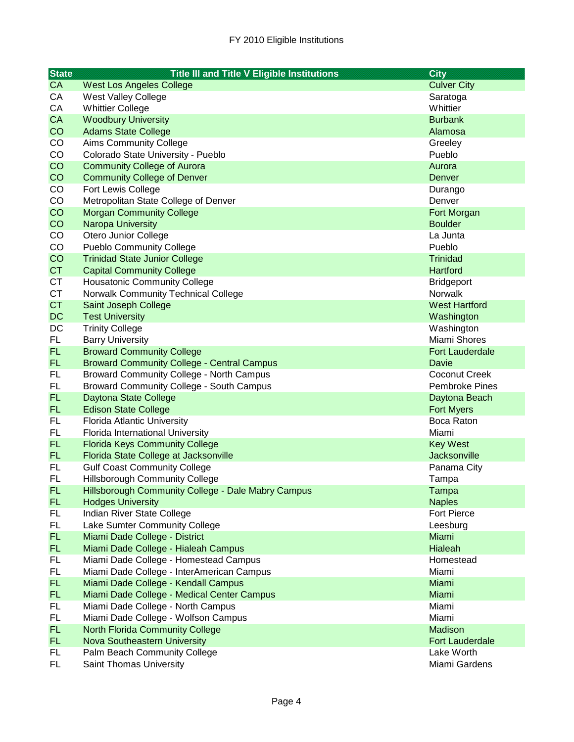FY 2010 Eligible Institutions

| State | Title III and Title V Eligible Institutions | City |
|---|---|---|
| CA | West Los Angeles College | Culver City |
| CA | West Valley College | Saratoga |
| CA | Whittier College | Whittier |
| CA | Woodbury University | Burbank |
| CO | Adams State College | Alamosa |
| CO | Aims Community College | Greeley |
| CO | Colorado State University - Pueblo | Pueblo |
| CO | Community College of Aurora | Aurora |
| CO | Community College of Denver | Denver |
| CO | Fort Lewis College | Durango |
| CO | Metropolitan State College of Denver | Denver |
| CO | Morgan Community College | Fort Morgan |
| CO | Naropa University | Boulder |
| CO | Otero Junior College | La Junta |
| CO | Pueblo Community College | Pueblo |
| CO | Trinidad State Junior College | Trinidad |
| CT | Capital Community College | Hartford |
| CT | Housatonic Community College | Bridgeport |
| CT | Norwalk Community Technical College | Norwalk |
| CT | Saint Joseph College | West Hartford |
| DC | Test University | Washington |
| DC | Trinity College | Washington |
| FL | Barry University | Miami Shores |
| FL | Broward Community College | Fort Lauderdale |
| FL | Broward Community College - Central Campus | Davie |
| FL | Broward Community College - North Campus | Coconut Creek |
| FL | Broward Community College - South Campus | Pembroke Pines |
| FL | Daytona State College | Daytona Beach |
| FL | Edison State College | Fort Myers |
| FL | Florida Atlantic University | Boca Raton |
| FL | Florida International University | Miami |
| FL | Florida Keys Community College | Key West |
| FL | Florida State College at Jacksonville | Jacksonville |
| FL | Gulf Coast Community College | Panama City |
| FL | Hillsborough Community College | Tampa |
| FL | Hillsborough Community College - Dale Mabry Campus | Tampa |
| FL | Hodges University | Naples |
| FL | Indian River State College | Fort Pierce |
| FL | Lake Sumter Community College | Leesburg |
| FL | Miami Dade College - District | Miami |
| FL | Miami Dade College - Hialeah Campus | Hialeah |
| FL | Miami Dade College - Homestead Campus | Homestead |
| FL | Miami Dade College - InterAmerican Campus | Miami |
| FL | Miami Dade College - Kendall Campus | Miami |
| FL | Miami Dade College - Medical Center Campus | Miami |
| FL | Miami Dade College - North Campus | Miami |
| FL | Miami Dade College - Wolfson Campus | Miami |
| FL | North Florida Community College | Madison |
| FL | Nova Southeastern University | Fort Lauderdale |
| FL | Palm Beach Community College | Lake Worth |
| FL | Saint Thomas University | Miami Gardens |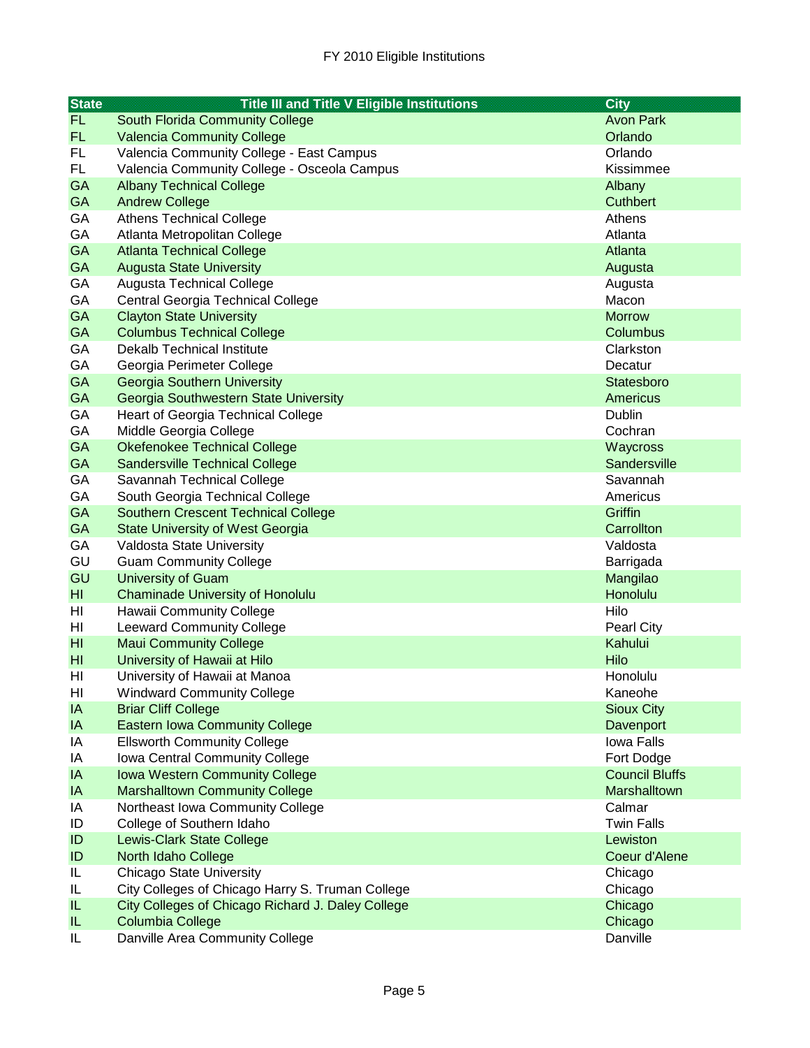FY 2010 Eligible Institutions

| State | Title III and Title V Eligible Institutions | City |
|---|---|---|
| FL | South Florida Community College | Avon Park |
| FL | Valencia Community College | Orlando |
| FL | Valencia Community College - East Campus | Orlando |
| FL | Valencia Community College - Osceola Campus | Kissimmee |
| GA | Albany Technical College | Albany |
| GA | Andrew College | Cuthbert |
| GA | Athens Technical College | Athens |
| GA | Atlanta Metropolitan College | Atlanta |
| GA | Atlanta Technical College | Atlanta |
| GA | Augusta State University | Augusta |
| GA | Augusta Technical College | Augusta |
| GA | Central Georgia Technical College | Macon |
| GA | Clayton State University | Morrow |
| GA | Columbus Technical College | Columbus |
| GA | Dekalb Technical Institute | Clarkston |
| GA | Georgia Perimeter College | Decatur |
| GA | Georgia Southern University | Statesboro |
| GA | Georgia Southwestern State University | Americus |
| GA | Heart of Georgia Technical College | Dublin |
| GA | Middle Georgia College | Cochran |
| GA | Okefenokee Technical College | Waycross |
| GA | Sandersville Technical College | Sandersville |
| GA | Savannah Technical College | Savannah |
| GA | South Georgia Technical College | Americus |
| GA | Southern Crescent Technical College | Griffin |
| GA | State University of West Georgia | Carrollton |
| GA | Valdosta State University | Valdosta |
| GU | Guam Community College | Barrigada |
| GU | University of Guam | Mangilao |
| HI | Chaminade University of Honolulu | Honolulu |
| HI | Hawaii Community College | Hilo |
| HI | Leeward Community College | Pearl City |
| HI | Maui Community College | Kahului |
| HI | University of Hawaii at Hilo | Hilo |
| HI | University of Hawaii at Manoa | Honolulu |
| HI | Windward Community College | Kaneohe |
| IA | Briar Cliff College | Sioux City |
| IA | Eastern Iowa Community College | Davenport |
| IA | Ellsworth Community College | Iowa Falls |
| IA | Iowa Central Community College | Fort Dodge |
| IA | Iowa Western Community College | Council Bluffs |
| IA | Marshalltown Community College | Marshalltown |
| IA | Northeast Iowa Community College | Calmar |
| ID | College of Southern Idaho | Twin Falls |
| ID | Lewis-Clark State College | Lewiston |
| ID | North Idaho College | Coeur d'Alene |
| IL | Chicago State University | Chicago |
| IL | City Colleges of Chicago Harry S. Truman College | Chicago |
| IL | City Colleges of Chicago Richard J. Daley College | Chicago |
| IL | Columbia College | Chicago |
| IL | Danville Area Community College | Danville |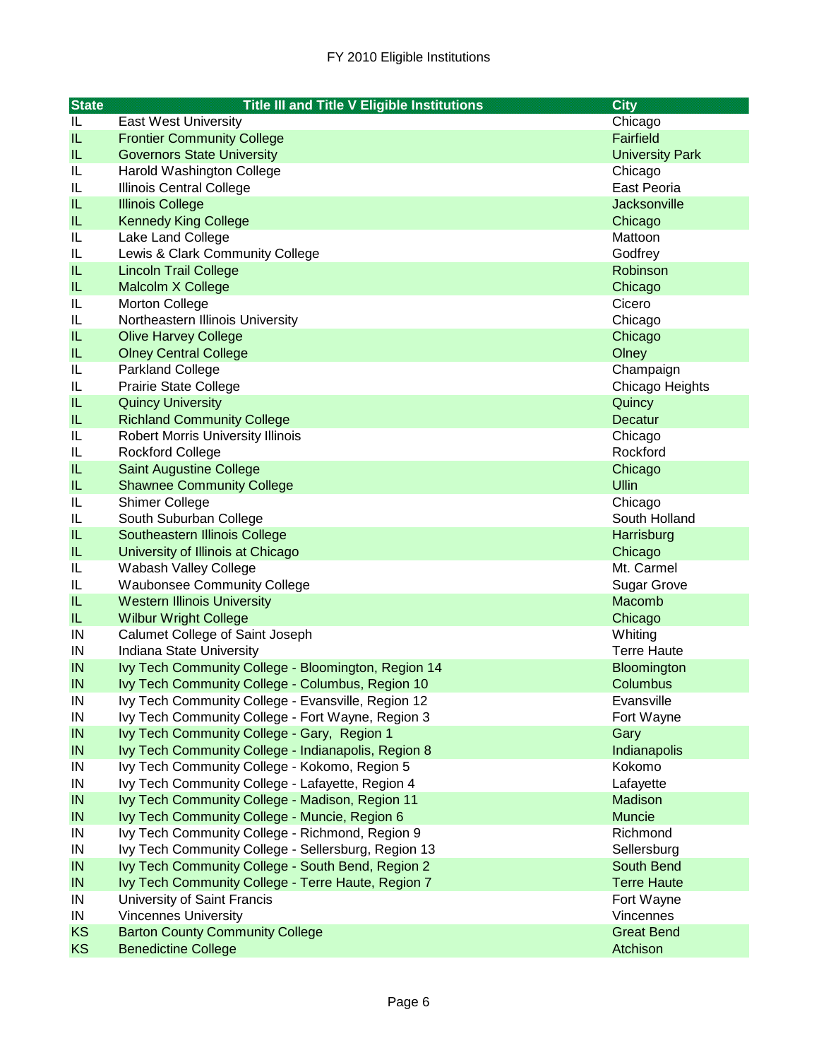FY 2010 Eligible Institutions

| State | Title III and Title V Eligible Institutions | City |
|---|---|---|
| IL | East West University | Chicago |
| IL | Frontier Community College | Fairfield |
| IL | Governors State University | University Park |
| IL | Harold Washington College | Chicago |
| IL | Illinois Central College | East Peoria |
| IL | Illinois College | Jacksonville |
| IL | Kennedy King College | Chicago |
| IL | Lake Land College | Mattoon |
| IL | Lewis & Clark Community College | Godfrey |
| IL | Lincoln Trail College | Robinson |
| IL | Malcolm X College | Chicago |
| IL | Morton College | Cicero |
| IL | Northeastern Illinois University | Chicago |
| IL | Olive Harvey College | Chicago |
| IL | Olney Central College | Olney |
| IL | Parkland College | Champaign |
| IL | Prairie State College | Chicago Heights |
| IL | Quincy University | Quincy |
| IL | Richland Community College | Decatur |
| IL | Robert Morris University Illinois | Chicago |
| IL | Rockford College | Rockford |
| IL | Saint Augustine College | Chicago |
| IL | Shawnee Community College | Ullin |
| IL | Shimer College | Chicago |
| IL | South Suburban College | South Holland |
| IL | Southeastern Illinois College | Harrisburg |
| IL | University of Illinois at Chicago | Chicago |
| IL | Wabash Valley College | Mt. Carmel |
| IL | Waubonsee Community College | Sugar Grove |
| IL | Western Illinois University | Macomb |
| IL | Wilbur Wright College | Chicago |
| IN | Calumet College of Saint Joseph | Whiting |
| IN | Indiana State University | Terre Haute |
| IN | Ivy Tech Community College - Bloomington, Region 14 | Bloomington |
| IN | Ivy Tech Community College - Columbus, Region 10 | Columbus |
| IN | Ivy Tech Community College - Evansville, Region 12 | Evansville |
| IN | Ivy Tech Community College - Fort Wayne, Region 3 | Fort Wayne |
| IN | Ivy Tech Community College - Gary, Region 1 | Gary |
| IN | Ivy Tech Community College - Indianapolis, Region 8 | Indianapolis |
| IN | Ivy Tech Community College - Kokomo, Region 5 | Kokomo |
| IN | Ivy Tech Community College - Lafayette, Region 4 | Lafayette |
| IN | Ivy Tech Community College - Madison, Region 11 | Madison |
| IN | Ivy Tech Community College - Muncie, Region 6 | Muncie |
| IN | Ivy Tech Community College - Richmond, Region 9 | Richmond |
| IN | Ivy Tech Community College - Sellersburg, Region 13 | Sellersburg |
| IN | Ivy Tech Community College - South Bend, Region 2 | South Bend |
| IN | Ivy Tech Community College - Terre Haute, Region 7 | Terre Haute |
| IN | University of Saint Francis | Fort Wayne |
| IN | Vincennes University | Vincennes |
| KS | Barton County Community College | Great Bend |
| KS | Benedictine College | Atchison |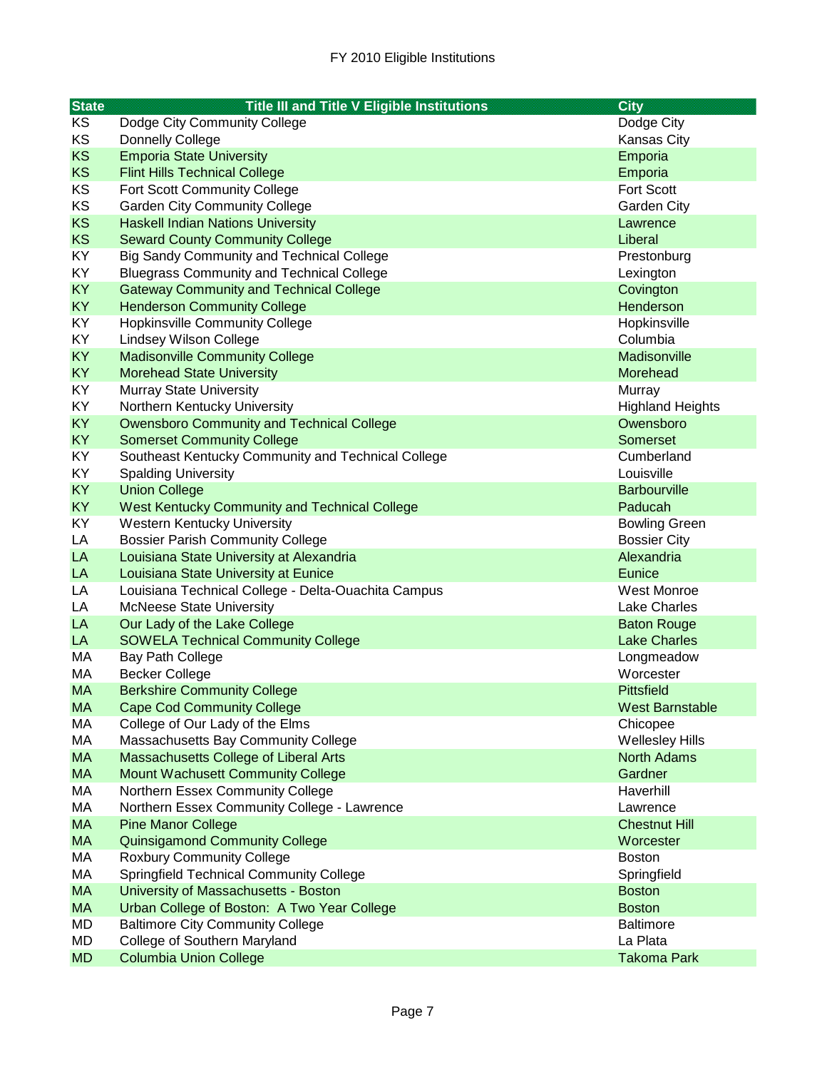FY 2010 Eligible Institutions

| State | Title III and Title V Eligible Institutions | City |
|---|---|---|
| KS | Dodge City Community College | Dodge City |
| KS | Donnelly College | Kansas City |
| KS | Emporia State University | Emporia |
| KS | Flint Hills Technical College | Emporia |
| KS | Fort Scott Community College | Fort Scott |
| KS | Garden City Community College | Garden City |
| KS | Haskell Indian Nations University | Lawrence |
| KS | Seward County Community College | Liberal |
| KY | Big Sandy Community and Technical College | Prestonburg |
| KY | Bluegrass Community and Technical College | Lexington |
| KY | Gateway Community and Technical College | Covington |
| KY | Henderson Community College | Henderson |
| KY | Hopkinsville Community College | Hopkinsville |
| KY | Lindsey Wilson College | Columbia |
| KY | Madisonville Community College | Madisonville |
| KY | Morehead State University | Morehead |
| KY | Murray State University | Murray |
| KY | Northern Kentucky University | Highland Heights |
| KY | Owensboro Community and Technical College | Owensboro |
| KY | Somerset Community College | Somerset |
| KY | Southeast Kentucky Community and Technical College | Cumberland |
| KY | Spalding University | Louisville |
| KY | Union College | Barbourville |
| KY | West Kentucky Community and Technical College | Paducah |
| KY | Western Kentucky University | Bowling Green |
| LA | Bossier Parish Community College | Bossier City |
| LA | Louisiana State University at Alexandria | Alexandria |
| LA | Louisiana State University at Eunice | Eunice |
| LA | Louisiana Technical College - Delta-Ouachita Campus | West Monroe |
| LA | McNeese State University | Lake Charles |
| LA | Our Lady of the Lake College | Baton Rouge |
| LA | SOWELA Technical Community College | Lake Charles |
| MA | Bay Path College | Longmeadow |
| MA | Becker College | Worcester |
| MA | Berkshire Community College | Pittsfield |
| MA | Cape Cod Community College | West Barnstable |
| MA | College of Our Lady of the Elms | Chicopee |
| MA | Massachusetts Bay Community College | Wellesley Hills |
| MA | Massachusetts College of Liberal Arts | North Adams |
| MA | Mount Wachusett Community College | Gardner |
| MA | Northern Essex Community College | Haverhill |
| MA | Northern Essex Community College - Lawrence | Lawrence |
| MA | Pine Manor College | Chestnut Hill |
| MA | Quinsigamond Community College | Worcester |
| MA | Roxbury Community College | Boston |
| MA | Springfield Technical Community College | Springfield |
| MA | University of Massachusetts - Boston | Boston |
| MA | Urban College of Boston: A Two Year College | Boston |
| MD | Baltimore City Community College | Baltimore |
| MD | College of Southern Maryland | La Plata |
| MD | Columbia Union College | Takoma Park |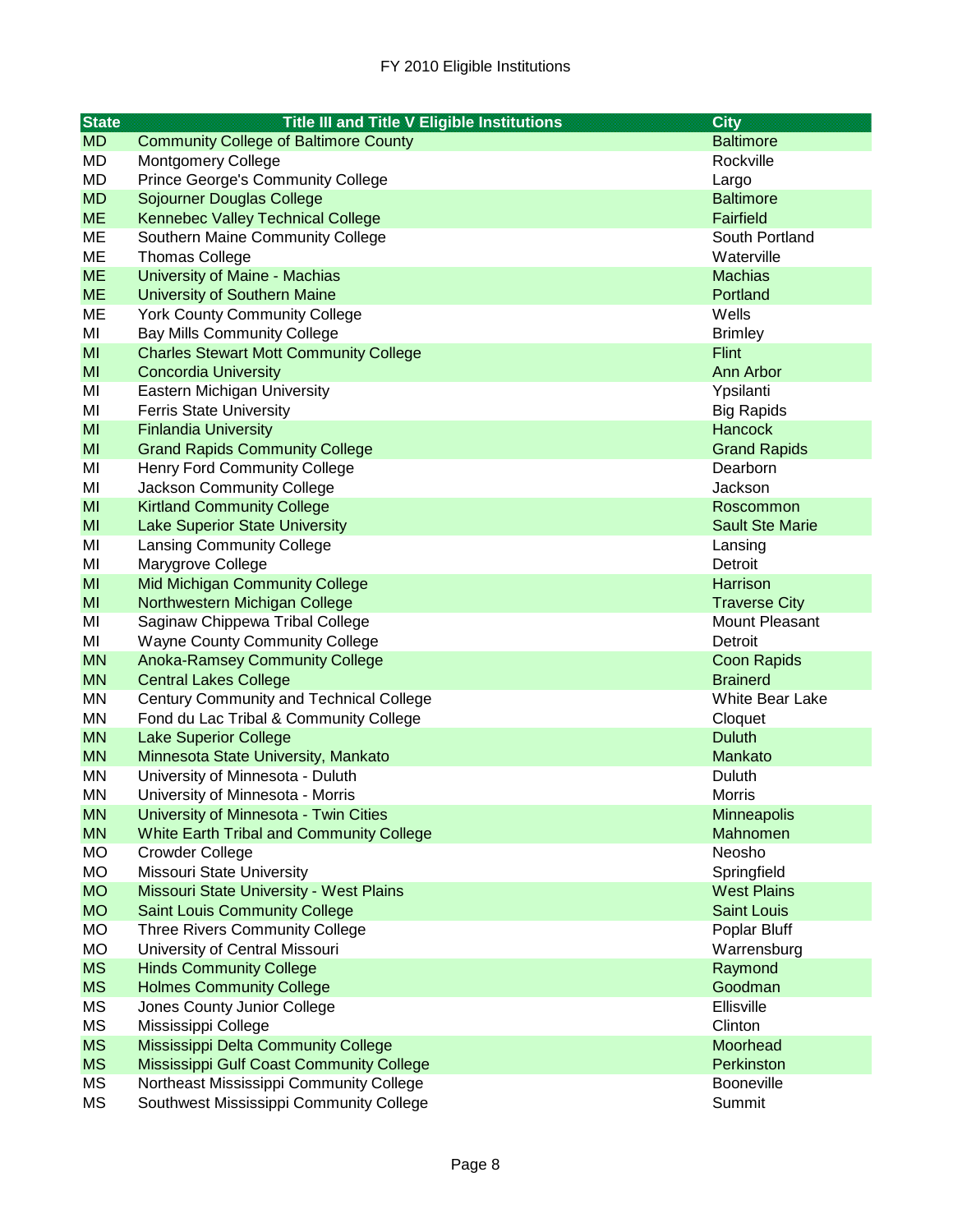FY 2010 Eligible Institutions

| State | Title III and Title V Eligible Institutions | City |
|---|---|---|
| MD | Community College of Baltimore County | Baltimore |
| MD | Montgomery College | Rockville |
| MD | Prince George's Community College | Largo |
| MD | Sojourner Douglas College | Baltimore |
| ME | Kennebec Valley Technical College | Fairfield |
| ME | Southern Maine Community College | South Portland |
| ME | Thomas College | Waterville |
| ME | University of Maine - Machias | Machias |
| ME | University of Southern Maine | Portland |
| ME | York County Community College | Wells |
| MI | Bay Mills Community College | Brimley |
| MI | Charles Stewart Mott Community College | Flint |
| MI | Concordia University | Ann Arbor |
| MI | Eastern Michigan University | Ypsilanti |
| MI | Ferris State University | Big Rapids |
| MI | Finlandia University | Hancock |
| MI | Grand Rapids Community College | Grand Rapids |
| MI | Henry Ford Community College | Dearborn |
| MI | Jackson Community College | Jackson |
| MI | Kirtland Community College | Roscommon |
| MI | Lake Superior State University | Sault Ste Marie |
| MI | Lansing Community College | Lansing |
| MI | Marygrove College | Detroit |
| MI | Mid Michigan Community College | Harrison |
| MI | Northwestern Michigan College | Traverse City |
| MI | Saginaw Chippewa Tribal College | Mount Pleasant |
| MI | Wayne County Community College | Detroit |
| MN | Anoka-Ramsey Community College | Coon Rapids |
| MN | Central Lakes College | Brainerd |
| MN | Century Community and Technical College | White Bear Lake |
| MN | Fond du Lac Tribal & Community College | Cloquet |
| MN | Lake Superior College | Duluth |
| MN | Minnesota State University, Mankato | Mankato |
| MN | University of Minnesota - Duluth | Duluth |
| MN | University of Minnesota - Morris | Morris |
| MN | University of Minnesota - Twin Cities | Minneapolis |
| MN | White Earth Tribal and Community College | Mahnomen |
| MO | Crowder College | Neosho |
| MO | Missouri State University | Springfield |
| MO | Missouri State University - West Plains | West Plains |
| MO | Saint Louis Community College | Saint Louis |
| MO | Three Rivers Community College | Poplar Bluff |
| MO | University of Central Missouri | Warrensburg |
| MS | Hinds Community College | Raymond |
| MS | Holmes Community College | Goodman |
| MS | Jones County Junior College | Ellisville |
| MS | Mississippi College | Clinton |
| MS | Mississippi Delta Community College | Moorhead |
| MS | Mississippi Gulf Coast Community College | Perkinston |
| MS | Northeast Mississippi Community College | Booneville |
| MS | Southwest Mississippi Community College | Summit |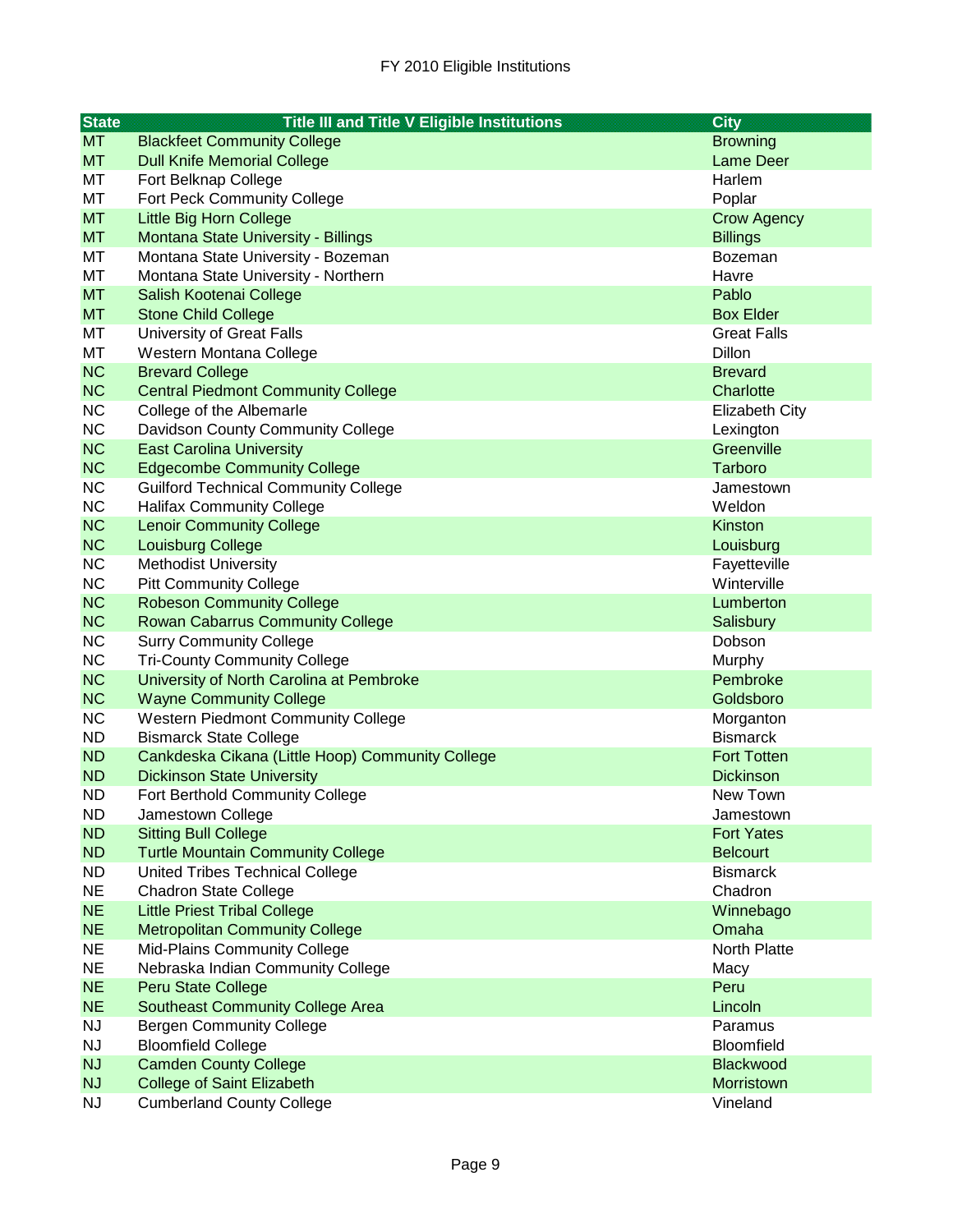FY 2010 Eligible Institutions

| State | Title III and Title V Eligible Institutions | City |
|---|---|---|
| MT | Blackfeet Community College | Browning |
| MT | Dull Knife Memorial College | Lame Deer |
| MT | Fort Belknap College | Harlem |
| MT | Fort Peck Community College | Poplar |
| MT | Little Big Horn College | Crow Agency |
| MT | Montana State University - Billings | Billings |
| MT | Montana State University - Bozeman | Bozeman |
| MT | Montana State University - Northern | Havre |
| MT | Salish Kootenai College | Pablo |
| MT | Stone Child College | Box Elder |
| MT | University of Great Falls | Great Falls |
| MT | Western Montana College | Dillon |
| NC | Brevard College | Brevard |
| NC | Central Piedmont Community College | Charlotte |
| NC | College of the Albemarle | Elizabeth City |
| NC | Davidson County Community College | Lexington |
| NC | East Carolina University | Greenville |
| NC | Edgecombe Community College | Tarboro |
| NC | Guilford Technical Community College | Jamestown |
| NC | Halifax Community College | Weldon |
| NC | Lenoir Community College | Kinston |
| NC | Louisburg College | Louisburg |
| NC | Methodist University | Fayetteville |
| NC | Pitt Community College | Winterville |
| NC | Robeson Community College | Lumberton |
| NC | Rowan Cabarrus Community College | Salisbury |
| NC | Surry Community College | Dobson |
| NC | Tri-County Community College | Murphy |
| NC | University of North Carolina at Pembroke | Pembroke |
| NC | Wayne Community College | Goldsboro |
| NC | Western Piedmont Community College | Morganton |
| ND | Bismarck State College | Bismarck |
| ND | Cankdeska Cikana (Little Hoop) Community College | Fort Totten |
| ND | Dickinson State University | Dickinson |
| ND | Fort Berthold Community College | New Town |
| ND | Jamestown College | Jamestown |
| ND | Sitting Bull College | Fort Yates |
| ND | Turtle Mountain Community College | Belcourt |
| ND | United Tribes Technical College | Bismarck |
| NE | Chadron State College | Chadron |
| NE | Little Priest Tribal College | Winnebago |
| NE | Metropolitan Community College | Omaha |
| NE | Mid-Plains Community College | North Platte |
| NE | Nebraska Indian Community College | Macy |
| NE | Peru State College | Peru |
| NE | Southeast Community College Area | Lincoln |
| NJ | Bergen Community College | Paramus |
| NJ | Bloomfield College | Bloomfield |
| NJ | Camden County College | Blackwood |
| NJ | College of Saint Elizabeth | Morristown |
| NJ | Cumberland County College | Vineland |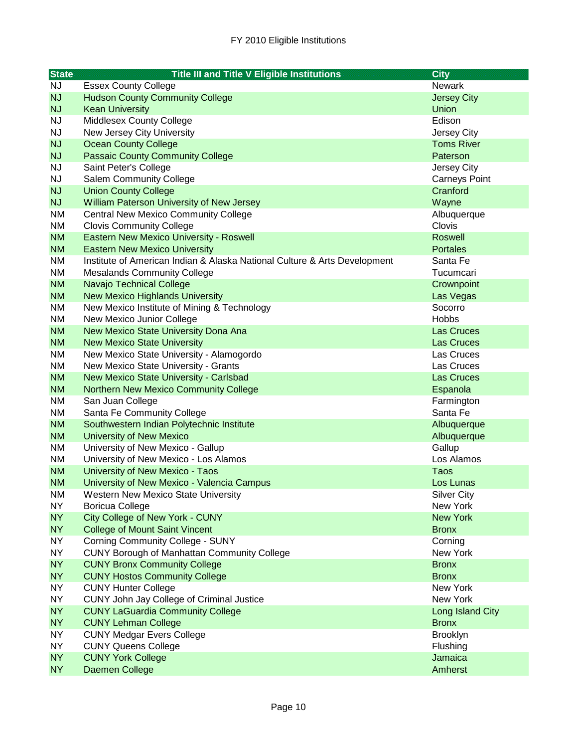FY 2010 Eligible Institutions

| State | Title III and Title V Eligible Institutions | City |
|---|---|---|
| NJ | Essex County College | Newark |
| NJ | Hudson County Community College | Jersey City |
| NJ | Kean University | Union |
| NJ | Middlesex County College | Edison |
| NJ | New Jersey City University | Jersey City |
| NJ | Ocean County College | Toms River |
| NJ | Passaic County Community College | Paterson |
| NJ | Saint Peter's College | Jersey City |
| NJ | Salem Community College | Carneys Point |
| NJ | Union County College | Cranford |
| NJ | William Paterson University of New Jersey | Wayne |
| NM | Central New Mexico Community College | Albuquerque |
| NM | Clovis Community College | Clovis |
| NM | Eastern New Mexico University - Roswell | Roswell |
| NM | Eastern New Mexico University | Portales |
| NM | Institute of American Indian & Alaska National Culture & Arts Development | Santa Fe |
| NM | Mesalands Community College | Tucumcari |
| NM | Navajo Technical College | Crownpoint |
| NM | New Mexico Highlands University | Las Vegas |
| NM | New Mexico Institute of Mining & Technology | Socorro |
| NM | New Mexico Junior College | Hobbs |
| NM | New Mexico State University Dona Ana | Las Cruces |
| NM | New Mexico State University | Las Cruces |
| NM | New Mexico State University - Alamogordo | Las Cruces |
| NM | New Mexico State University - Grants | Las Cruces |
| NM | New Mexico State University - Carlsbad | Las Cruces |
| NM | Northern New Mexico Community College | Espanola |
| NM | San Juan College | Farmington |
| NM | Santa Fe Community College | Santa Fe |
| NM | Southwestern Indian Polytechnic Institute | Albuquerque |
| NM | University of New Mexico | Albuquerque |
| NM | University of New Mexico - Gallup | Gallup |
| NM | University of New Mexico - Los Alamos | Los Alamos |
| NM | University of New Mexico - Taos | Taos |
| NM | University of New Mexico - Valencia Campus | Los Lunas |
| NM | Western New Mexico State University | Silver City |
| NY | Boricua College | New York |
| NY | City College of New York - CUNY | New York |
| NY | College of Mount Saint Vincent | Bronx |
| NY | Corning Community College - SUNY | Corning |
| NY | CUNY Borough of Manhattan Community College | New York |
| NY | CUNY Bronx Community College | Bronx |
| NY | CUNY Hostos Community College | Bronx |
| NY | CUNY Hunter College | New York |
| NY | CUNY John Jay College of Criminal Justice | New York |
| NY | CUNY LaGuardia Community College | Long Island City |
| NY | CUNY Lehman College | Bronx |
| NY | CUNY Medgar Evers College | Brooklyn |
| NY | CUNY Queens College | Flushing |
| NY | CUNY York College | Jamaica |
| NY | Daemen College | Amherst |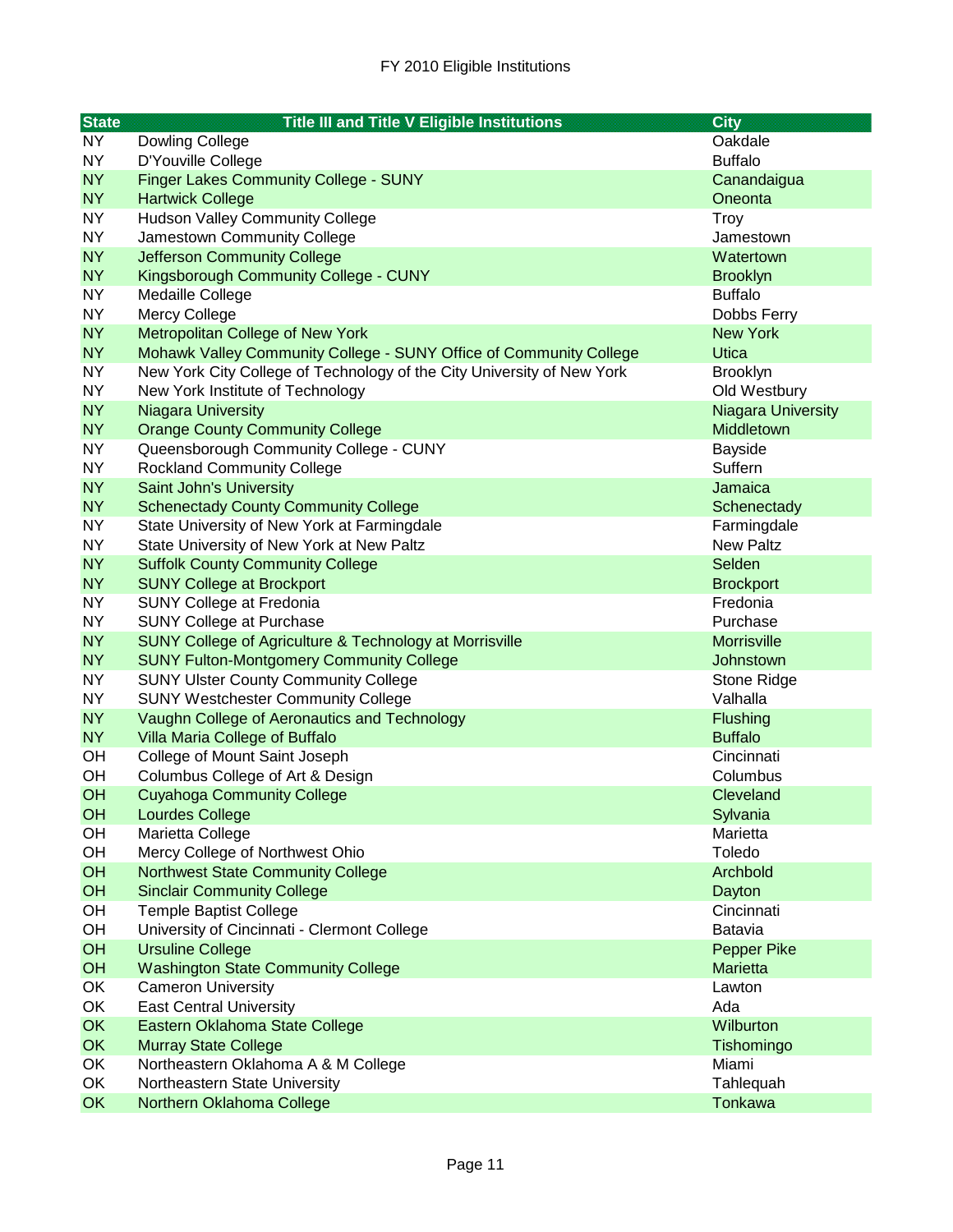FY 2010 Eligible Institutions

| State | Title III and Title V Eligible Institutions | City |
|---|---|---|
| NY | Dowling College | Oakdale |
| NY | D'Youville College | Buffalo |
| NY | Finger Lakes Community College - SUNY | Canandaigua |
| NY | Hartwick College | Oneonta |
| NY | Hudson Valley Community College | Troy |
| NY | Jamestown Community College | Jamestown |
| NY | Jefferson Community College | Watertown |
| NY | Kingsborough Community College - CUNY | Brooklyn |
| NY | Medaille College | Buffalo |
| NY | Mercy College | Dobbs Ferry |
| NY | Metropolitan College of New York | New York |
| NY | Mohawk Valley Community College - SUNY Office of Community College | Utica |
| NY | New York City College of Technology of the City University of New York | Brooklyn |
| NY | New York Institute of Technology | Old Westbury |
| NY | Niagara University | Niagara University |
| NY | Orange County Community College | Middletown |
| NY | Queensborough Community College - CUNY | Bayside |
| NY | Rockland Community College | Suffern |
| NY | Saint John's University | Jamaica |
| NY | Schenectady County Community College | Schenectady |
| NY | State University of New York at Farmingdale | Farmingdale |
| NY | State University of New York at New Paltz | New Paltz |
| NY | Suffolk County Community College | Selden |
| NY | SUNY College at Brockport | Brockport |
| NY | SUNY College at Fredonia | Fredonia |
| NY | SUNY College at Purchase | Purchase |
| NY | SUNY College of Agriculture & Technology at Morrisville | Morrisville |
| NY | SUNY Fulton-Montgomery Community College | Johnstown |
| NY | SUNY Ulster County Community College | Stone Ridge |
| NY | SUNY Westchester Community College | Valhalla |
| NY | Vaughn College of Aeronautics and Technology | Flushing |
| NY | Villa Maria College of Buffalo | Buffalo |
| OH | College of Mount Saint Joseph | Cincinnati |
| OH | Columbus College of Art & Design | Columbus |
| OH | Cuyahoga Community College | Cleveland |
| OH | Lourdes College | Sylvania |
| OH | Marietta College | Marietta |
| OH | Mercy College of Northwest Ohio | Toledo |
| OH | Northwest State Community College | Archbold |
| OH | Sinclair Community College | Dayton |
| OH | Temple Baptist College | Cincinnati |
| OH | University of Cincinnati - Clermont College | Batavia |
| OH | Ursuline College | Pepper Pike |
| OH | Washington State Community College | Marietta |
| OK | Cameron University | Lawton |
| OK | East Central University | Ada |
| OK | Eastern Oklahoma State College | Wilburton |
| OK | Murray State College | Tishomingo |
| OK | Northeastern Oklahoma A & M College | Miami |
| OK | Northeastern State University | Tahlequah |
| OK | Northern Oklahoma College | Tonkawa |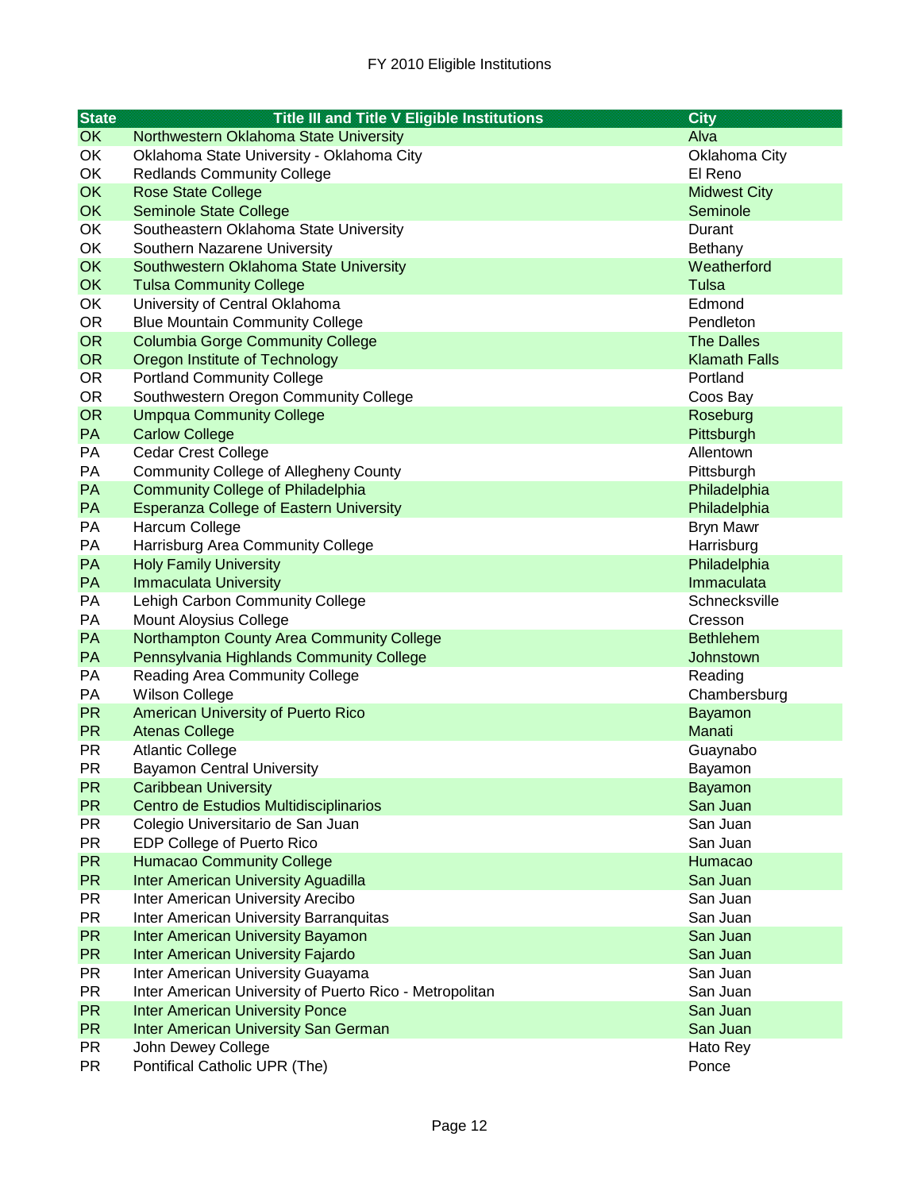FY 2010 Eligible Institutions

| State | Title III and Title V Eligible Institutions | City |
|---|---|---|
| OK | Northwestern Oklahoma State University | Alva |
| OK | Oklahoma State University - Oklahoma City | Oklahoma City |
| OK | Redlands Community College | El Reno |
| OK | Rose State College | Midwest City |
| OK | Seminole State College | Seminole |
| OK | Southeastern Oklahoma State University | Durant |
| OK | Southern Nazarene University | Bethany |
| OK | Southwestern Oklahoma State University | Weatherford |
| OK | Tulsa Community College | Tulsa |
| OK | University of Central Oklahoma | Edmond |
| OR | Blue Mountain Community College | Pendleton |
| OR | Columbia Gorge Community College | The Dalles |
| OR | Oregon Institute of Technology | Klamath Falls |
| OR | Portland Community College | Portland |
| OR | Southwestern Oregon Community College | Coos Bay |
| OR | Umpqua Community College | Roseburg |
| PA | Carlow College | Pittsburgh |
| PA | Cedar Crest College | Allentown |
| PA | Community College of Allegheny County | Pittsburgh |
| PA | Community College of Philadelphia | Philadelphia |
| PA | Esperanza College of Eastern University | Philadelphia |
| PA | Harcum College | Bryn Mawr |
| PA | Harrisburg Area Community College | Harrisburg |
| PA | Holy Family University | Philadelphia |
| PA | Immaculata University | Immaculata |
| PA | Lehigh Carbon Community College | Schnecksville |
| PA | Mount Aloysius College | Cresson |
| PA | Northampton County Area Community College | Bethlehem |
| PA | Pennsylvania Highlands Community College | Johnstown |
| PA | Reading Area Community College | Reading |
| PA | Wilson College | Chambersburg |
| PR | American University of Puerto Rico | Bayamon |
| PR | Atenas College | Manati |
| PR | Atlantic College | Guaynabo |
| PR | Bayamon Central University | Bayamon |
| PR | Caribbean University | Bayamon |
| PR | Centro de Estudios Multidisciplinarios | San Juan |
| PR | Colegio Universitario de San Juan | San Juan |
| PR | EDP College of Puerto Rico | San Juan |
| PR | Humacao Community College | Humacao |
| PR | Inter American University Aguadilla | San Juan |
| PR | Inter American University Arecibo | San Juan |
| PR | Inter American University Barranquitas | San Juan |
| PR | Inter American University Bayamon | San Juan |
| PR | Inter American University Fajardo | San Juan |
| PR | Inter American University Guayama | San Juan |
| PR | Inter American University of Puerto Rico - Metropolitan | San Juan |
| PR | Inter American University Ponce | San Juan |
| PR | Inter American University San German | San Juan |
| PR | John Dewey College | Hato Rey |
| PR | Pontifical Catholic UPR (The) | Ponce |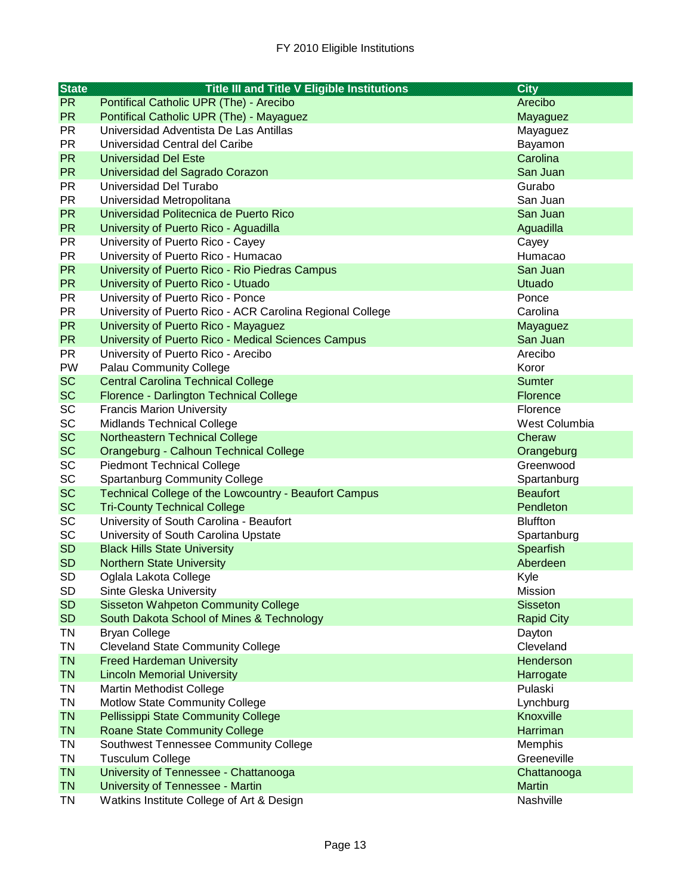FY 2010 Eligible Institutions

| State | Title III and Title V Eligible Institutions | City |
|---|---|---|
| PR | Pontifical Catholic UPR (The) - Arecibo | Arecibo |
| PR | Pontifical Catholic UPR (The) - Mayaguez | Mayaguez |
| PR | Universidad Adventista De Las Antillas | Mayaguez |
| PR | Universidad Central del Caribe | Bayamon |
| PR | Universidad Del Este | Carolina |
| PR | Universidad del Sagrado Corazon | San Juan |
| PR | Universidad Del Turabo | Gurabo |
| PR | Universidad Metropolitana | San Juan |
| PR | Universidad Politecnica de Puerto Rico | San Juan |
| PR | University of Puerto Rico - Aguadilla | Aguadilla |
| PR | University of Puerto Rico - Cayey | Cayey |
| PR | University of Puerto Rico - Humacao | Humacao |
| PR | University of Puerto Rico - Rio Piedras Campus | San Juan |
| PR | University of Puerto Rico - Utuado | Utuado |
| PR | University of Puerto Rico - Ponce | Ponce |
| PR | University of Puerto Rico - ACR Carolina Regional College | Carolina |
| PR | University of Puerto Rico - Mayaguez | Mayaguez |
| PR | University of Puerto Rico - Medical Sciences Campus | San Juan |
| PR | University of Puerto Rico - Arecibo | Arecibo |
| PW | Palau Community College | Koror |
| SC | Central Carolina Technical College | Sumter |
| SC | Florence - Darlington Technical College | Florence |
| SC | Francis Marion University | Florence |
| SC | Midlands Technical College | West Columbia |
| SC | Northeastern Technical College | Cheraw |
| SC | Orangeburg - Calhoun Technical College | Orangeburg |
| SC | Piedmont Technical College | Greenwood |
| SC | Spartanburg Community College | Spartanburg |
| SC | Technical College of the Lowcountry - Beaufort Campus | Beaufort |
| SC | Tri-County Technical College | Pendleton |
| SC | University of South Carolina - Beaufort | Bluffton |
| SC | University of South Carolina Upstate | Spartanburg |
| SD | Black Hills State University | Spearfish |
| SD | Northern State University | Aberdeen |
| SD | Oglala Lakota College | Kyle |
| SD | Sinte Gleska University | Mission |
| SD | Sisseton Wahpeton Community College | Sisseton |
| SD | South Dakota School of Mines & Technology | Rapid City |
| TN | Bryan College | Dayton |
| TN | Cleveland State Community College | Cleveland |
| TN | Freed Hardeman University | Henderson |
| TN | Lincoln Memorial University | Harrogate |
| TN | Martin Methodist College | Pulaski |
| TN | Motlow State Community College | Lynchburg |
| TN | Pellissippi State Community College | Knoxville |
| TN | Roane State Community College | Harriman |
| TN | Southwest Tennessee Community College | Memphis |
| TN | Tusculum College | Greeneville |
| TN | University of Tennessee - Chattanooga | Chattanooga |
| TN | University of Tennessee - Martin | Martin |
| TN | Watkins Institute College of Art & Design | Nashville |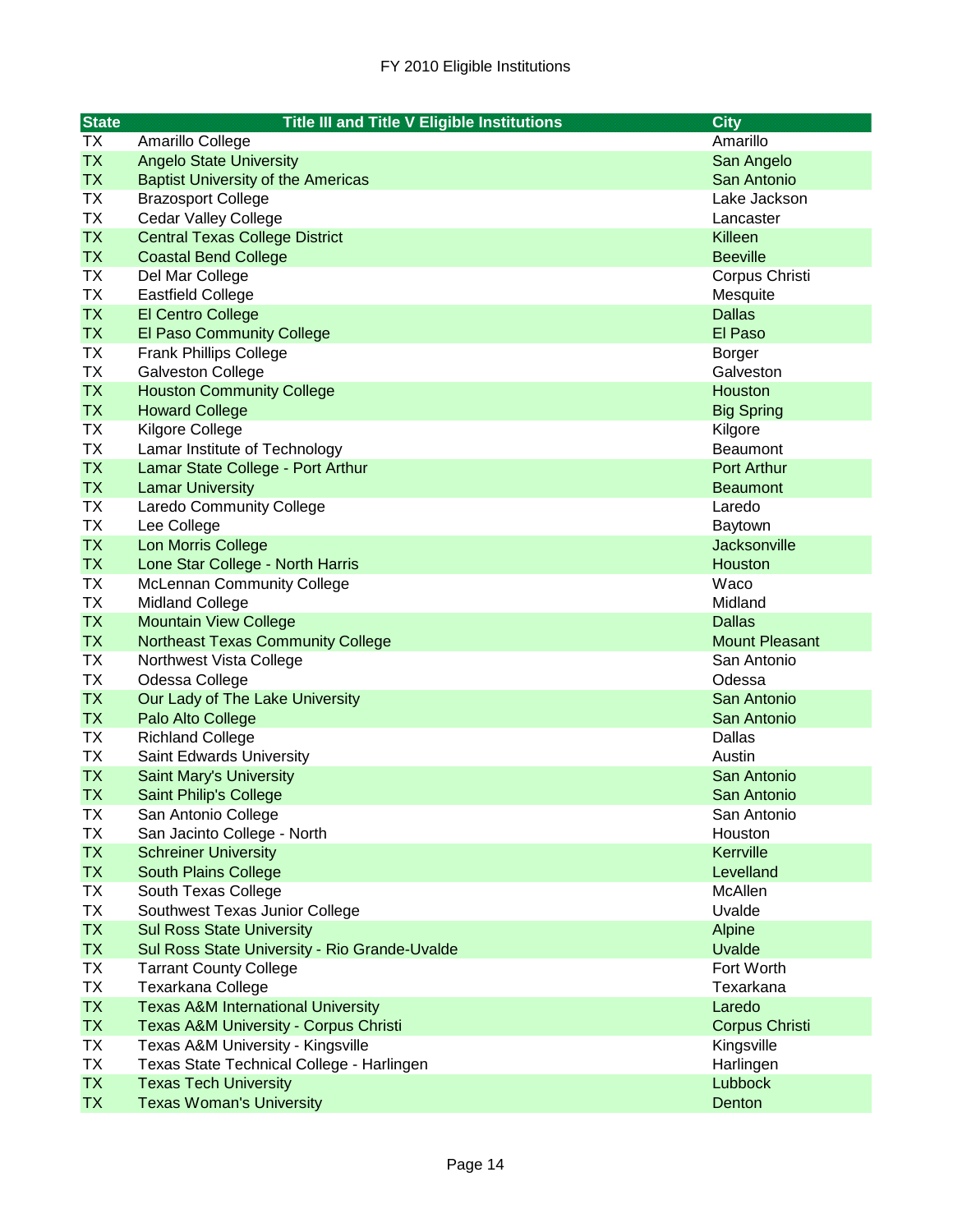FY 2010 Eligible Institutions

| State | Title III and Title V Eligible Institutions | City |
|---|---|---|
| TX | Amarillo College | Amarillo |
| TX | Angelo State University | San Angelo |
| TX | Baptist University of the Americas | San Antonio |
| TX | Brazosport College | Lake Jackson |
| TX | Cedar Valley College | Lancaster |
| TX | Central Texas College District | Killeen |
| TX | Coastal Bend College | Beeville |
| TX | Del Mar College | Corpus Christi |
| TX | Eastfield College | Mesquite |
| TX | El Centro College | Dallas |
| TX | El Paso Community College | El Paso |
| TX | Frank Phillips College | Borger |
| TX | Galveston College | Galveston |
| TX | Houston Community College | Houston |
| TX | Howard College | Big Spring |
| TX | Kilgore College | Kilgore |
| TX | Lamar Institute of Technology | Beaumont |
| TX | Lamar State College - Port Arthur | Port Arthur |
| TX | Lamar University | Beaumont |
| TX | Laredo Community College | Laredo |
| TX | Lee College | Baytown |
| TX | Lon Morris College | Jacksonville |
| TX | Lone Star College - North Harris | Houston |
| TX | McLennan Community College | Waco |
| TX | Midland College | Midland |
| TX | Mountain View College | Dallas |
| TX | Northeast Texas Community College | Mount Pleasant |
| TX | Northwest Vista College | San Antonio |
| TX | Odessa College | Odessa |
| TX | Our Lady of The Lake University | San Antonio |
| TX | Palo Alto College | San Antonio |
| TX | Richland College | Dallas |
| TX | Saint Edwards University | Austin |
| TX | Saint Mary's University | San Antonio |
| TX | Saint Philip's College | San Antonio |
| TX | San Antonio College | San Antonio |
| TX | San Jacinto College - North | Houston |
| TX | Schreiner University | Kerrville |
| TX | South Plains College | Levelland |
| TX | South Texas College | McAllen |
| TX | Southwest Texas Junior College | Uvalde |
| TX | Sul Ross State University | Alpine |
| TX | Sul Ross State University - Rio Grande-Uvalde | Uvalde |
| TX | Tarrant County College | Fort Worth |
| TX | Texarkana College | Texarkana |
| TX | Texas A&M International University | Laredo |
| TX | Texas A&M University - Corpus Christi | Corpus Christi |
| TX | Texas A&M University - Kingsville | Kingsville |
| TX | Texas State Technical College - Harlingen | Harlingen |
| TX | Texas Tech University | Lubbock |
| TX | Texas Woman's University | Denton |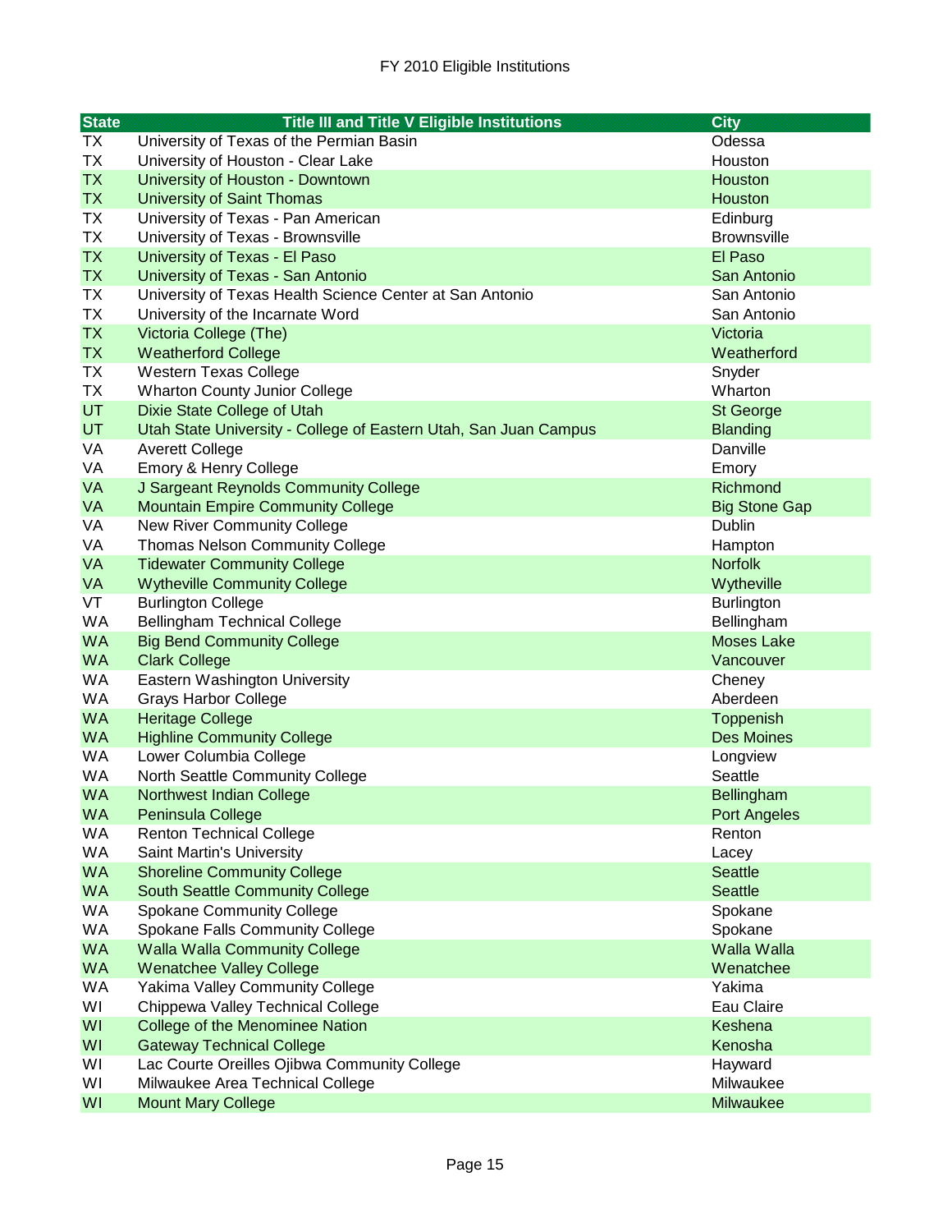FY 2010 Eligible Institutions

| State | Title III and Title V Eligible Institutions | City |
|---|---|---|
| TX | University of Texas of the Permian Basin | Odessa |
| TX | University of Houston - Clear Lake | Houston |
| TX | University of Houston - Downtown | Houston |
| TX | University of Saint Thomas | Houston |
| TX | University of Texas - Pan American | Edinburg |
| TX | University of Texas - Brownsville | Brownsville |
| TX | University of Texas - El Paso | El Paso |
| TX | University of Texas - San Antonio | San Antonio |
| TX | University of Texas Health Science Center at San Antonio | San Antonio |
| TX | University of the Incarnate Word | San Antonio |
| TX | Victoria College (The) | Victoria |
| TX | Weatherford College | Weatherford |
| TX | Western Texas College | Snyder |
| TX | Wharton County Junior College | Wharton |
| UT | Dixie State College of Utah | St George |
| UT | Utah State University - College of Eastern Utah, San Juan Campus | Blanding |
| VA | Averett College | Danville |
| VA | Emory & Henry College | Emory |
| VA | J Sargeant Reynolds Community College | Richmond |
| VA | Mountain Empire Community College | Big Stone Gap |
| VA | New River Community College | Dublin |
| VA | Thomas Nelson Community College | Hampton |
| VA | Tidewater Community College | Norfolk |
| VA | Wytheville Community College | Wytheville |
| VT | Burlington College | Burlington |
| WA | Bellingham Technical College | Bellingham |
| WA | Big Bend Community College | Moses Lake |
| WA | Clark College | Vancouver |
| WA | Eastern Washington University | Cheney |
| WA | Grays Harbor College | Aberdeen |
| WA | Heritage College | Toppenish |
| WA | Highline Community College | Des Moines |
| WA | Lower Columbia College | Longview |
| WA | North Seattle Community College | Seattle |
| WA | Northwest Indian College | Bellingham |
| WA | Peninsula College | Port Angeles |
| WA | Renton Technical College | Renton |
| WA | Saint Martin's University | Lacey |
| WA | Shoreline Community College | Seattle |
| WA | South Seattle Community College | Seattle |
| WA | Spokane Community College | Spokane |
| WA | Spokane Falls Community College | Spokane |
| WA | Walla Walla Community College | Walla Walla |
| WA | Wenatchee Valley College | Wenatchee |
| WA | Yakima Valley Community College | Yakima |
| WI | Chippewa Valley Technical College | Eau Claire |
| WI | College of the Menominee Nation | Keshena |
| WI | Gateway Technical College | Kenosha |
| WI | Lac Courte Oreilles Ojibwa Community College | Hayward |
| WI | Milwaukee Area Technical College | Milwaukee |
| WI | Mount Mary College | Milwaukee |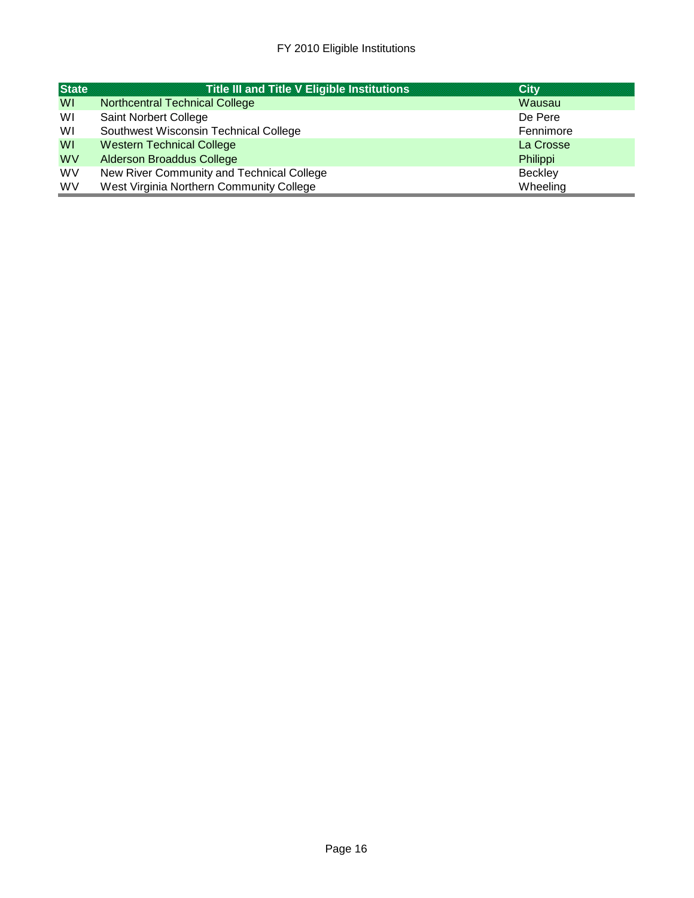| State | Title III and Title V Eligible Institutions | City |
|---|---|---|
| WI | Northcentral Technical College | Wausau |
| WI | Saint Norbert College | De Pere |
| WI | Southwest Wisconsin Technical College | Fennimore |
| WI | Western Technical College | La Crosse |
| WV | Alderson Broaddus College | Philippi |
| WV | New River Community and Technical College | Beckley |
| WV | West Virginia Northern Community College | Wheeling |